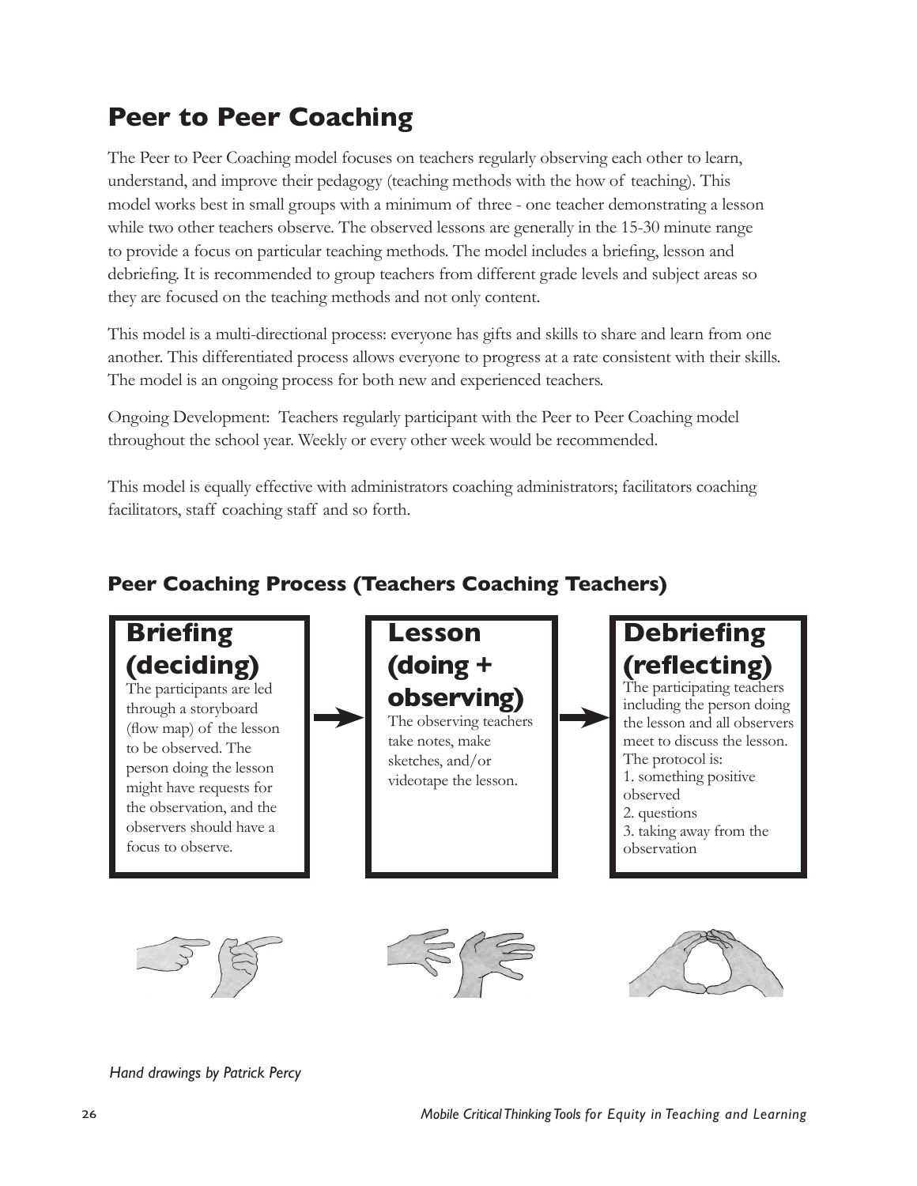# Peer to Peer Coaching

The Peer to Peer Coaching model focuses on teachers regularly observing each other to learn, understand, and improve their pedagogy (teaching methods with the how of teaching). This model works best in small groups with a minimum of three - one teacher demonstrating a lesson while two other teachers observe. The observed lessons are generally in the 15-30 minute range to provide a focus on particular teaching methods. The model includes a briefing, lesson and debriefing. It is recommended to group teachers from different grade levels and subject areas so they are focused on the teaching methods and not only content.

This model is a multi-directional process: everyone has gifts and skills to share and learn from one another. This differentiated process allows everyone to progress at a rate consistent with their skills. The model is an ongoing process for both new and experienced teachers.

Ongoing Development: Teachers regularly participant with the Peer to Peer Coaching model throughout the school year. Weekly or every other week would be recommended.

This model is equally effective with administrators coaching administrators; facilitators coaching facilitators, staff coaching staff and so forth.

## Peer Coaching Process (Teachers Coaching Teachers)

**Briefing (deciding)**
The participants are led through a storyboard (flow map) of the lesson to be observed. The person doing the lesson might have requests for the observation, and the observers should have a focus to observe.

→

**Lesson (doing + observing)**
The observing teachers take notes, make sketches, and/or videotape the lesson.

→

**Debriefing (reflecting)**
The participating teachers including the person doing the lesson and all observers meet to discuss the lesson. The protocol is:
1. something positive observed
2. questions
3. taking away from the observation

*Hand drawings by Patrick Percy*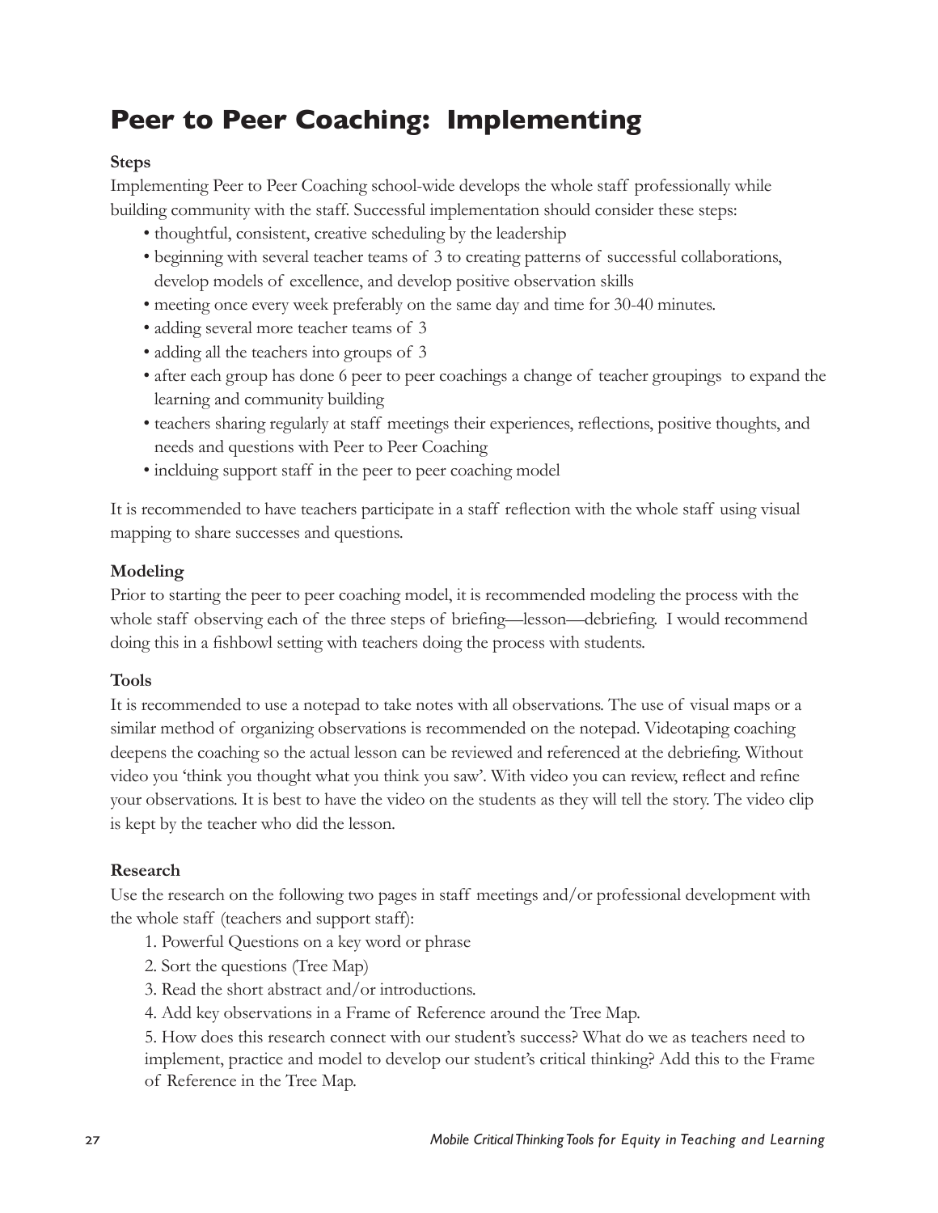# Peer to Peer Coaching: Implementing

**Steps**

Implementing Peer to Peer Coaching school-wide develops the whole staff professionally while building community with the staff. Successful implementation should consider these steps:

- thoughtful, consistent, creative scheduling by the leadership
- beginning with several teacher teams of 3 to creating patterns of successful collaborations, develop models of excellence, and develop positive observation skills
- meeting once every week preferably on the same day and time for 30-40 minutes.
- adding several more teacher teams of 3
- adding all the teachers into groups of 3
- after each group has done 6 peer to peer coachings a change of teacher groupings to expand the learning and community building
- teachers sharing regularly at staff meetings their experiences, reflections, positive thoughts, and needs and questions with Peer to Peer Coaching
- inclduing support staff in the peer to peer coaching model

It is recommended to have teachers participate in a staff reflection with the whole staff using visual mapping to share successes and questions.

**Modeling**

Prior to starting the peer to peer coaching model, it is recommended modeling the process with the whole staff observing each of the three steps of briefing—lesson—debriefing. I would recommend doing this in a fishbowl setting with teachers doing the process with students.

**Tools**

It is recommended to use a notepad to take notes with all observations. The use of visual maps or a similar method of organizing observations is recommended on the notepad. Videotaping coaching deepens the coaching so the actual lesson can be reviewed and referenced at the debriefing. Without video you 'think you thought what you think you saw'. With video you can review, reflect and refine your observations. It is best to have the video on the students as they will tell the story. The video clip is kept by the teacher who did the lesson.

**Research**

Use the research on the following two pages in staff meetings and/or professional development with the whole staff (teachers and support staff):

1. Powerful Questions on a key word or phrase
2. Sort the questions (Tree Map)
3. Read the short abstract and/or introductions.
4. Add key observations in a Frame of Reference around the Tree Map.
5. How does this research connect with our student's success? What do we as teachers need to implement, practice and model to develop our student's critical thinking? Add this to the Frame of Reference in the Tree Map.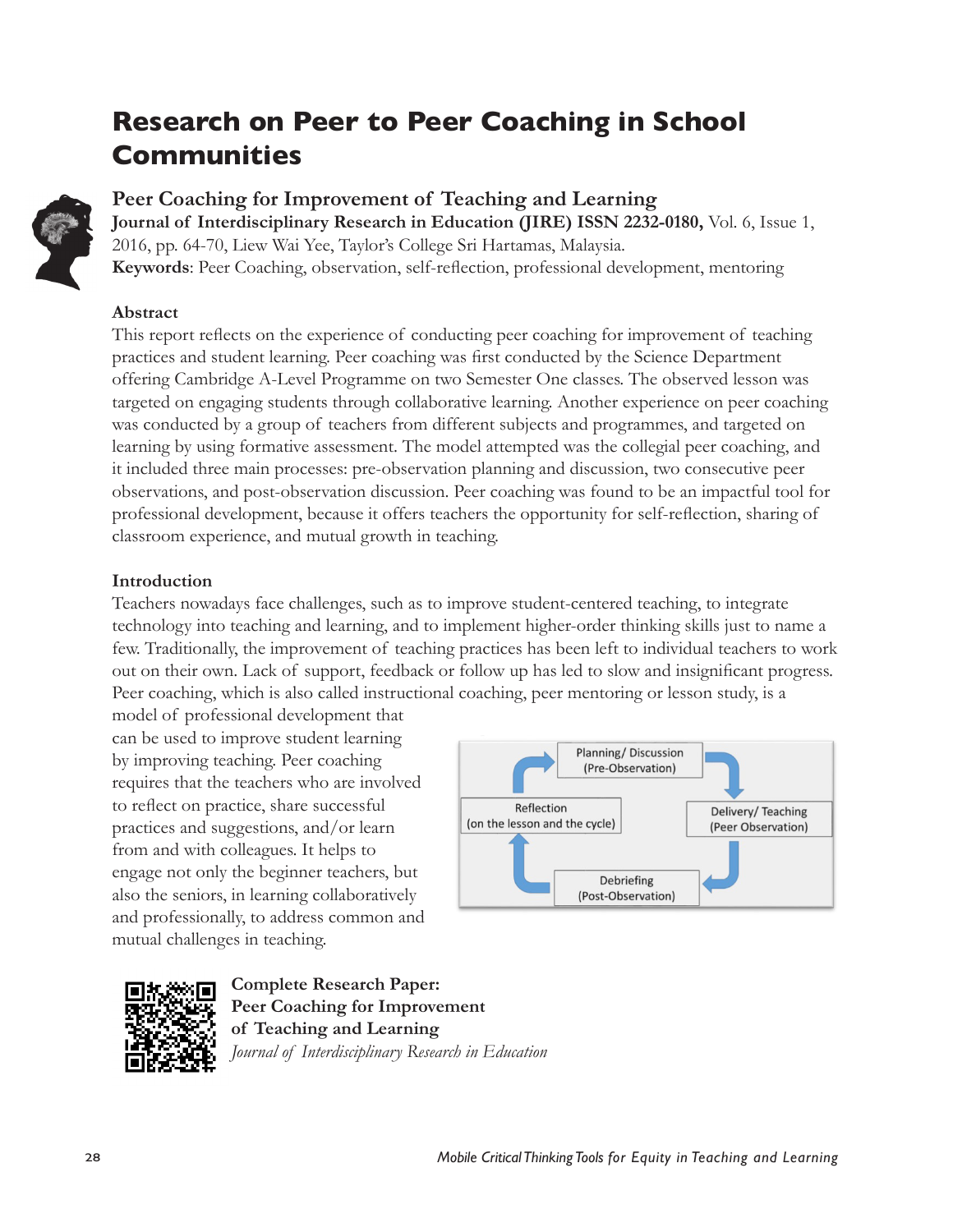# Research on Peer to Peer Coaching in School Communities

## Peer Coaching for Improvement of Teaching and Learning

**Journal of Interdisciplinary Research in Education (JIRE) ISSN 2232-0180,** Vol. 6, Issue 1, 2016, pp. 64-70, Liew Wai Yee, Taylor's College Sri Hartamas, Malaysia.

**Keywords**: Peer Coaching, observation, self-reflection, professional development, mentoring

### Abstract

This report reflects on the experience of conducting peer coaching for improvement of teaching practices and student learning. Peer coaching was first conducted by the Science Department offering Cambridge A-Level Programme on two Semester One classes. The observed lesson was targeted on engaging students through collaborative learning. Another experience on peer coaching was conducted by a group of teachers from different subjects and programmes, and targeted on learning by using formative assessment. The model attempted was the collegial peer coaching, and it included three main processes: pre-observation planning and discussion, two consecutive peer observations, and post-observation discussion. Peer coaching was found to be an impactful tool for professional development, because it offers teachers the opportunity for self-reflection, sharing of classroom experience, and mutual growth in teaching.

### Introduction

Teachers nowadays face challenges, such as to improve student-centered teaching, to integrate technology into teaching and learning, and to implement higher-order thinking skills just to name a few. Traditionally, the improvement of teaching practices has been left to individual teachers to work out on their own. Lack of support, feedback or follow up has led to slow and insignificant progress. Peer coaching, which is also called instructional coaching, peer mentoring or lesson study, is a model of professional development that can be used to improve student learning by improving teaching. Peer coaching requires that the teachers who are involved to reflect on practice, share successful practices and suggestions, and/or learn from and with colleagues. It helps to engage not only the beginner teachers, but also the seniors, in learning collaboratively and professionally, to address common and mutual challenges in teaching.

Planning/ Discussion (Pre-Observation) → Delivery/ Teaching (Peer Observation) → Debriefing (Post-Observation) → Reflection (on the lesson and the cycle)

**Complete Research Paper:**
**Peer Coaching for Improvement of Teaching and Learning**
*Journal of Interdisciplinary Research in Education*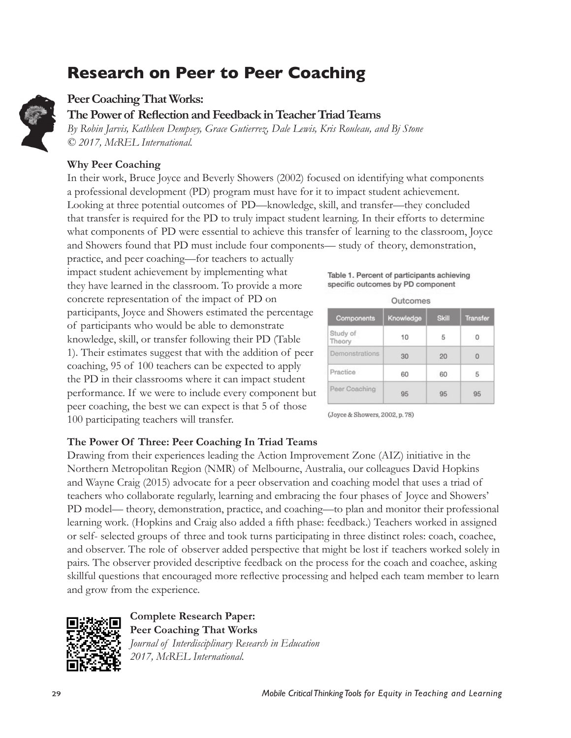# Research on Peer to Peer Coaching

## Peer Coaching That Works: The Power of Reflection and Feedback in Teacher Triad Teams

*By Robin Jarvis, Kathleen Dempsey, Grace Gutierrez, Dale Lewis, Kris Rouleau, and Bj Stone*
*© 2017, McREL International.*

### Why Peer Coaching

In their work, Bruce Joyce and Beverly Showers (2002) focused on identifying what components a professional development (PD) program must have for it to impact student achievement. Looking at three potential outcomes of PD—knowledge, skill, and transfer—they concluded that transfer is required for the PD to truly impact student learning. In their efforts to determine what components of PD were essential to achieve this transfer of learning to the classroom, Joyce and Showers found that PD must include four components— study of theory, demonstration, practice, and peer coaching—for teachers to actually impact student achievement by implementing what they have learned in the classroom. To provide a more concrete representation of the impact of PD on participants, Joyce and Showers estimated the percentage of participants who would be able to demonstrate knowledge, skill, or transfer following their PD (Table 1). Their estimates suggest that with the addition of peer coaching, 95 of 100 teachers can be expected to apply the PD in their classrooms where it can impact student performance. If we were to include every component but peer coaching, the best we can expect is that 5 of those 100 participating teachers will transfer.

Table 1. Percent of participants achieving specific outcomes by PD component

| | Outcomes | | |
|---|---|---|---|
| Components | Knowledge | Skill | Transfer |
| Study of Theory | 10 | 5 | 0 |
| Demonstrations | 30 | 20 | 0 |
| Practice | 60 | 60 | 5 |
| Peer Coaching | 95 | 95 | 95 |

(Joyce & Showers, 2002, p. 78)

### The Power Of Three: Peer Coaching In Triad Teams

Drawing from their experiences leading the Action Improvement Zone (AIZ) initiative in the Northern Metropolitan Region (NMR) of Melbourne, Australia, our colleagues David Hopkins and Wayne Craig (2015) advocate for a peer observation and coaching model that uses a triad of teachers who collaborate regularly, learning and embracing the four phases of Joyce and Showers' PD model— theory, demonstration, practice, and coaching—to plan and monitor their professional learning work. (Hopkins and Craig also added a fifth phase: feedback.) Teachers worked in assigned or self- selected groups of three and took turns participating in three distinct roles: coach, coachee, and observer. The role of observer added perspective that might be lost if teachers worked solely in pairs. The observer provided descriptive feedback on the process for the coach and coachee, asking skillful questions that encouraged more reflective processing and helped each team member to learn and grow from the experience.

**Complete Research Paper:**
**Peer Coaching That Works**
*Journal of Interdisciplinary Research in Education*
*2017, McREL International.*